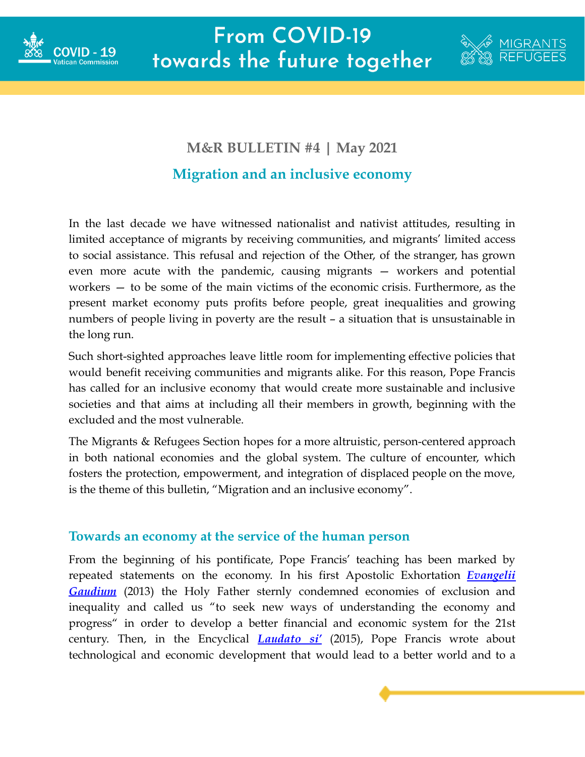# From COVID-19 towards the future together

**M&R BULLETIN #4 | May 2021**

## Migration and an inclusive economy

In the last decade we have witnessed nationalist and nativist attitudes, resulting in limited acceptance of migrants by receiving communities, and migrants' limited access to social assistance. This refusal and rejection of the Other, of the stranger, has grown even more acute with the pandemic, causing migrants — workers and potential workers — to be some of the main victims of the economic crisis. Furthermore, as the present market economy puts profits before people, great inequalities and growing numbers of people living in poverty are the result – a situation that is unsustainable in the long run.

Such short-sighted approaches leave little room for implementing effective policies that would benefit receiving communities and migrants alike. For this reason, Pope Francis has called for an inclusive economy that would create more sustainable and inclusive societies and that aims at including all their members in growth, beginning with the excluded and the most vulnerable.

The Migrants & Refugees Section hopes for a more altruistic, person-centered approach in both national economies and the global system. The culture of encounter, which fosters the protection, empowerment, and integration of displaced people on the move, is the theme of this bulletin, "Migration and an inclusive economy".

### Towards an economy at the service of the human person

From the beginning of his pontificate, Pope Francis' teaching has been marked by repeated statements on the economy. In his first Apostolic Exhortation ***Evangelii Gaudium*** (2013) the Holy Father sternly condemned economies of exclusion and inequality and called us "to seek new ways of understanding the economy and progress" in order to develop a better financial and economic system for the 21st century. Then, in the Encyclical ***Laudato si'*** (2015), Pope Francis wrote about technological and economic development that would lead to a better world and to a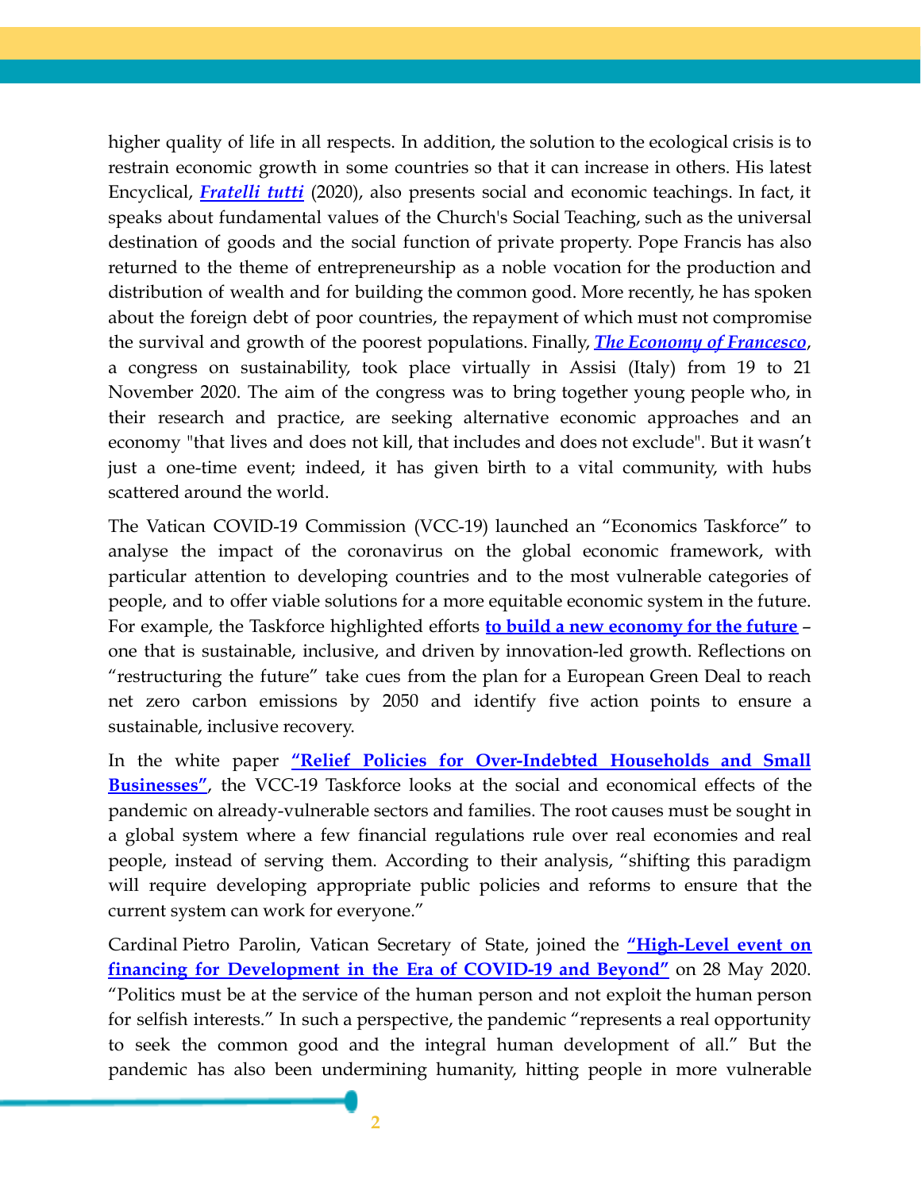higher quality of life in all respects. In addition, the solution to the ecological crisis is to restrain economic growth in some countries so that it can increase in others. His latest Encyclical, ***Fratelli tutti*** (2020), also presents social and economic teachings. In fact, it speaks about fundamental values of the Church's Social Teaching, such as the universal destination of goods and the social function of private property. Pope Francis has also returned to the theme of entrepreneurship as a noble vocation for the production and distribution of wealth and for building the common good. More recently, he has spoken about the foreign debt of poor countries, the repayment of which must not compromise the survival and growth of the poorest populations. Finally, ***The Economy of Francesco***, a congress on sustainability, took place virtually in Assisi (Italy) from 19 to 21 November 2020. The aim of the congress was to bring together young people who, in their research and practice, are seeking alternative economic approaches and an economy "that lives and does not kill, that includes and does not exclude". But it wasn't just a one-time event; indeed, it has given birth to a vital community, with hubs scattered around the world.

The Vatican COVID-19 Commission (VCC-19) launched an "Economics Taskforce" to analyse the impact of the coronavirus on the global economic framework, with particular attention to developing countries and to the most vulnerable categories of people, and to offer viable solutions for a more equitable economic system in the future. For example, the Taskforce highlighted efforts **to build a new economy for the future** – one that is sustainable, inclusive, and driven by innovation-led growth. Reflections on "restructuring the future" take cues from the plan for a European Green Deal to reach net zero carbon emissions by 2050 and identify five action points to ensure a sustainable, inclusive recovery.

In the white paper **"Relief Policies for Over-Indebted Households and Small Businesses"**, the VCC-19 Taskforce looks at the social and economical effects of the pandemic on already-vulnerable sectors and families. The root causes must be sought in a global system where a few financial regulations rule over real economies and real people, instead of serving them. According to their analysis, "shifting this paradigm will require developing appropriate public policies and reforms to ensure that the current system can work for everyone."

Cardinal Pietro Parolin, Vatican Secretary of State, joined the **"High-Level event on financing for Development in the Era of COVID-19 and Beyond"** on 28 May 2020. "Politics must be at the service of the human person and not exploit the human person for selfish interests." In such a perspective, the pandemic "represents a real opportunity to seek the common good and the integral human development of all." But the pandemic has also been undermining humanity, hitting people in more vulnerable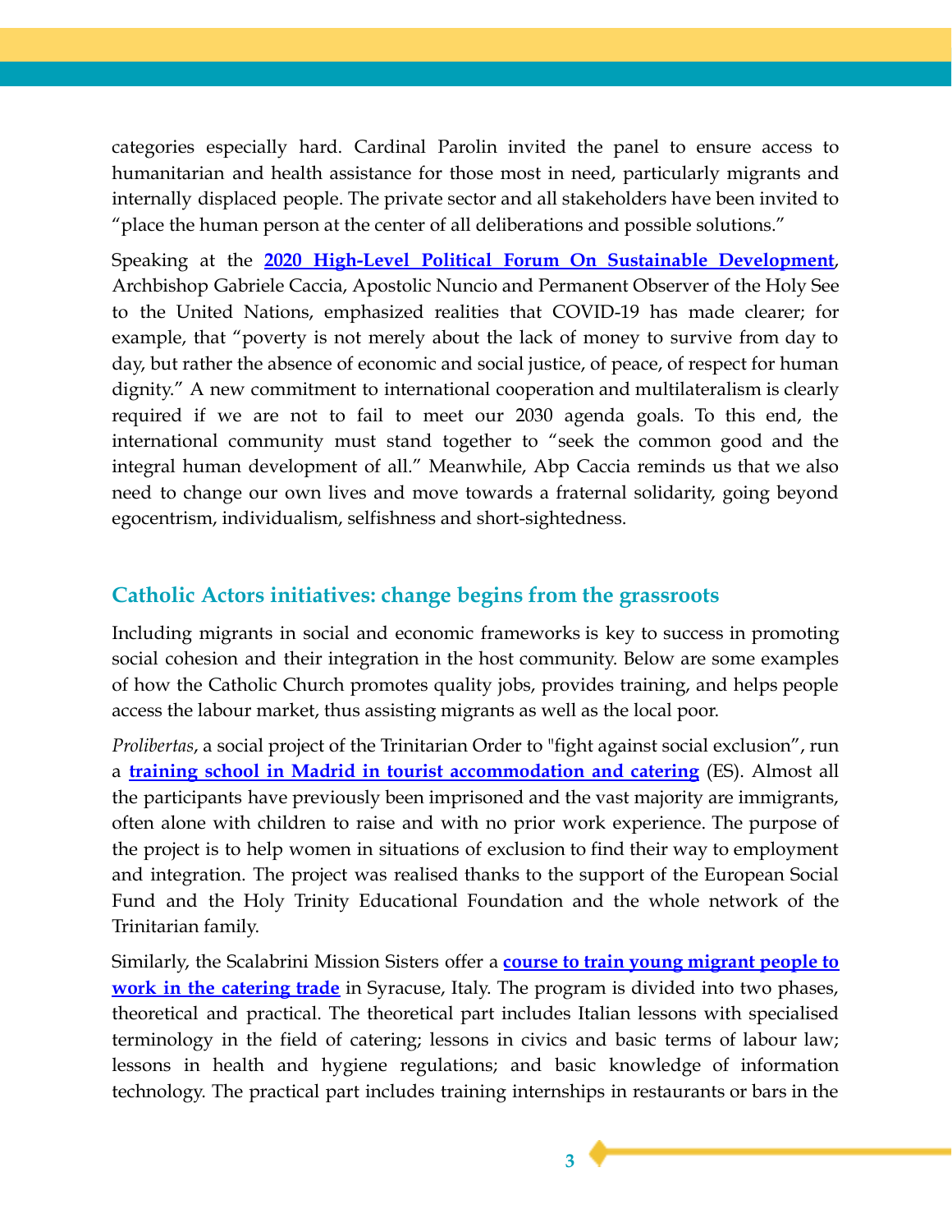categories especially hard. Cardinal Parolin invited the panel to ensure access to humanitarian and health assistance for those most in need, particularly migrants and internally displaced people. The private sector and all stakeholders have been invited to "place the human person at the center of all deliberations and possible solutions."

Speaking at the **2020 High-Level Political Forum On Sustainable Development**, Archbishop Gabriele Caccia, Apostolic Nuncio and Permanent Observer of the Holy See to the United Nations, emphasized realities that COVID-19 has made clearer; for example, that "poverty is not merely about the lack of money to survive from day to day, but rather the absence of economic and social justice, of peace, of respect for human dignity." A new commitment to international cooperation and multilateralism is clearly required if we are not to fail to meet our 2030 agenda goals. To this end, the international community must stand together to "seek the common good and the integral human development of all." Meanwhile, Abp Caccia reminds us that we also need to change our own lives and move towards a fraternal solidarity, going beyond egocentrism, individualism, selfishness and short-sightedness.

## Catholic Actors initiatives: change begins from the grassroots

Including migrants in social and economic frameworks is key to success in promoting social cohesion and their integration in the host community. Below are some examples of how the Catholic Church promotes quality jobs, provides training, and helps people access the labour market, thus assisting migrants as well as the local poor.

*Prolibertas*, a social project of the Trinitarian Order to "fight against social exclusion", run a **training school in Madrid in tourist accommodation and catering** (ES). Almost all the participants have previously been imprisoned and the vast majority are immigrants, often alone with children to raise and with no prior work experience. The purpose of the project is to help women in situations of exclusion to find their way to employment and integration. The project was realised thanks to the support of the European Social Fund and the Holy Trinity Educational Foundation and the whole network of the Trinitarian family.

Similarly, the Scalabrini Mission Sisters offer a **course to train young migrant people to work in the catering trade** in Syracuse, Italy. The program is divided into two phases, theoretical and practical. The theoretical part includes Italian lessons with specialised terminology in the field of catering; lessons in civics and basic terms of labour law; lessons in health and hygiene regulations; and basic knowledge of information technology. The practical part includes training internships in restaurants or bars in the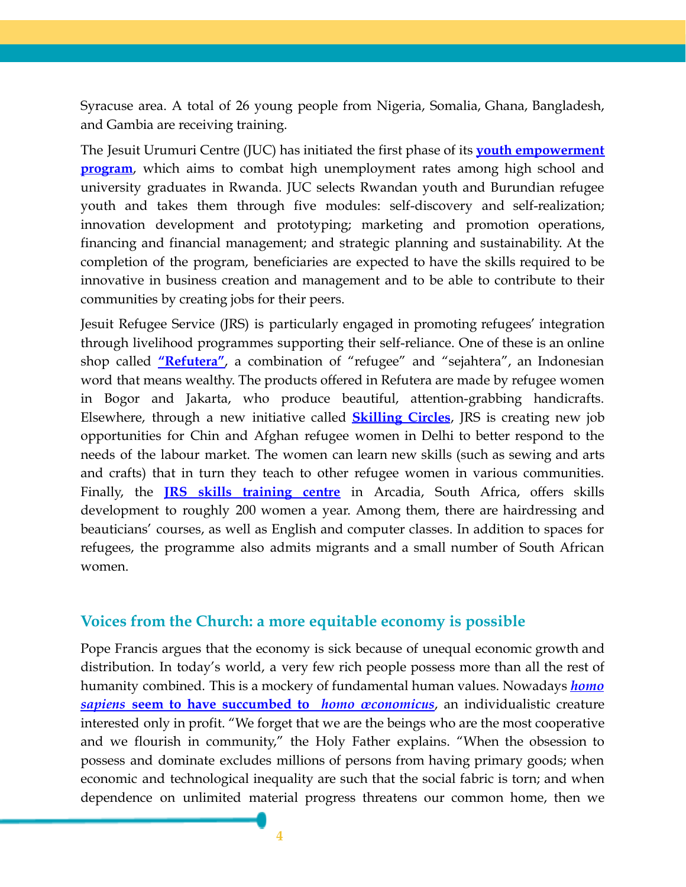Syracuse area. A total of 26 young people from Nigeria, Somalia, Ghana, Bangladesh, and Gambia are receiving training.

The Jesuit Urumuri Centre (JUC) has initiated the first phase of its **youth empowerment program**, which aims to combat high unemployment rates among high school and university graduates in Rwanda. JUC selects Rwandan youth and Burundian refugee youth and takes them through five modules: self-discovery and self-realization; innovation development and prototyping; marketing and promotion operations, financing and financial management; and strategic planning and sustainability. At the completion of the program, beneficiaries are expected to have the skills required to be innovative in business creation and management and to be able to contribute to their communities by creating jobs for their peers.

Jesuit Refugee Service (JRS) is particularly engaged in promoting refugees' integration through livelihood programmes supporting their self-reliance. One of these is an online shop called **"Refutera"**, a combination of "refugee" and "sejahtera", an Indonesian word that means wealthy. The products offered in Refutera are made by refugee women in Bogor and Jakarta, who produce beautiful, attention-grabbing handicrafts. Elsewhere, through a new initiative called **Skilling Circles**, JRS is creating new job opportunities for Chin and Afghan refugee women in Delhi to better respond to the needs of the labour market. The women can learn new skills (such as sewing and arts and crafts) that in turn they teach to other refugee women in various communities. Finally, the **JRS skills training centre** in Arcadia, South Africa, offers skills development to roughly 200 women a year. Among them, there are hairdressing and beauticians' courses, as well as English and computer classes. In addition to spaces for refugees, the programme also admits migrants and a small number of South African women.

## Voices from the Church: a more equitable economy is possible

Pope Francis argues that the economy is sick because of unequal economic growth and distribution. In today's world, a very few rich people possess more than all the rest of humanity combined. This is a mockery of fundamental human values. Nowadays ***homo sapiens*** **seem to have succumbed to** ***homo œconomicus***, an individualistic creature interested only in profit. "We forget that we are the beings who are the most cooperative and we flourish in community," the Holy Father explains. "When the obsession to possess and dominate excludes millions of persons from having primary goods; when economic and technological inequality are such that the social fabric is torn; and when dependence on unlimited material progress threatens our common home, then we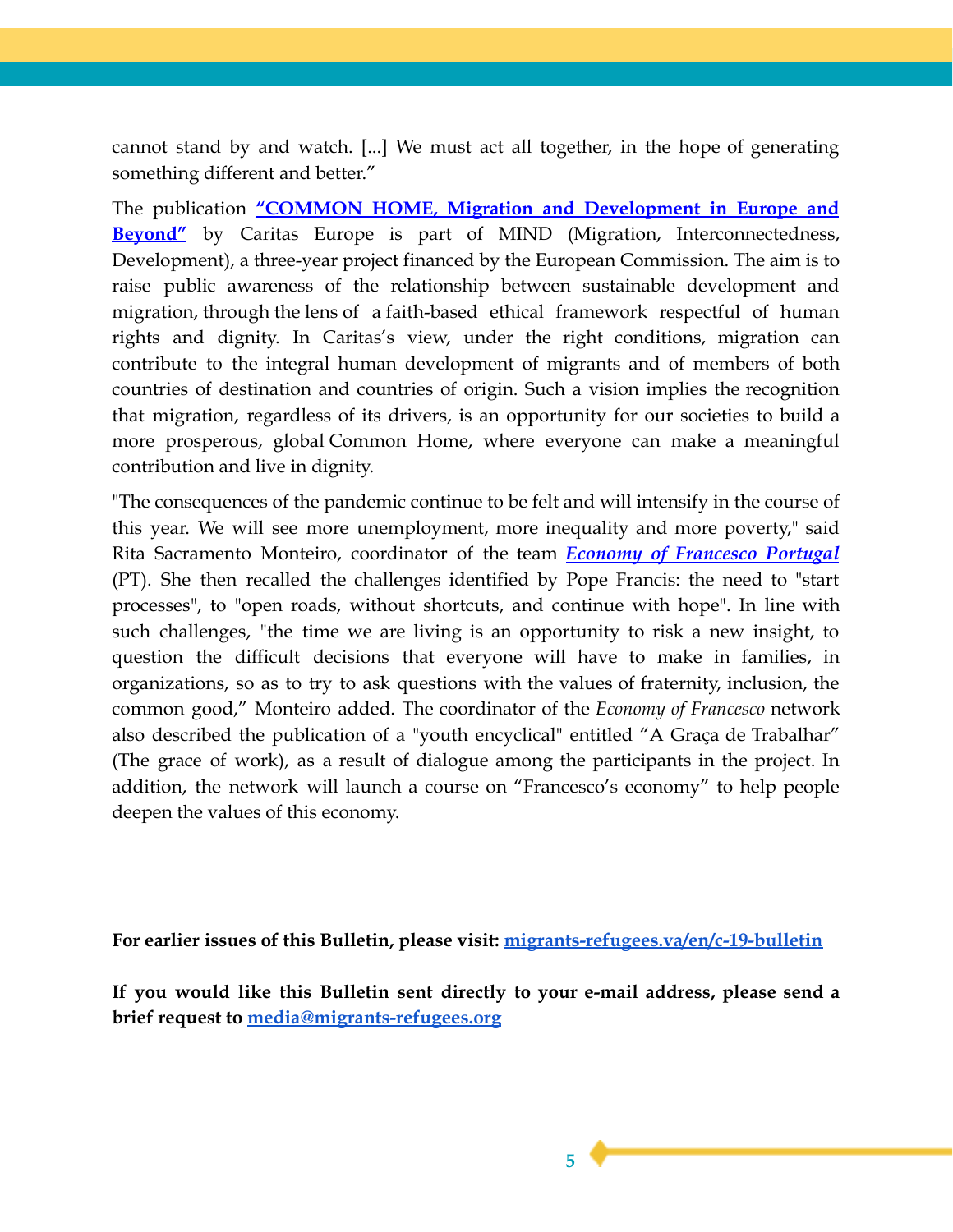cannot stand by and watch. [...] We must act all together, in the hope of generating something different and better."

The publication **"COMMON HOME, Migration and Development in Europe and Beyond"** by Caritas Europe is part of MIND (Migration, Interconnectedness, Development), a three-year project financed by the European Commission. The aim is to raise public awareness of the relationship between sustainable development and migration, through the lens of a faith-based ethical framework respectful of human rights and dignity. In Caritas's view, under the right conditions, migration can contribute to the integral human development of migrants and of members of both countries of destination and countries of origin. Such a vision implies the recognition that migration, regardless of its drivers, is an opportunity for our societies to build a more prosperous, global Common Home, where everyone can make a meaningful contribution and live in dignity.

"The consequences of the pandemic continue to be felt and will intensify in the course of this year. We will see more unemployment, more inequality and more poverty," said Rita Sacramento Monteiro, coordinator of the team ***Economy of Francesco Portugal*** (PT). She then recalled the challenges identified by Pope Francis: the need to "start processes", to "open roads, without shortcuts, and continue with hope". In line with such challenges, "the time we are living is an opportunity to risk a new insight, to question the difficult decisions that everyone will have to make in families, in organizations, so as to try to ask questions with the values of fraternity, inclusion, the common good," Monteiro added. The coordinator of the *Economy of Francesco* network also described the publication of a "youth encyclical" entitled "A Graça de Trabalhar" (The grace of work), as a result of dialogue among the participants in the project. In addition, the network will launch a course on "Francesco's economy" to help people deepen the values of this economy.

**For earlier issues of this Bulletin, please visit: migrants-refugees.va/en/c-19-bulletin**

**If you would like this Bulletin sent directly to your e-mail address, please send a brief request to media@migrants-refugees.org**